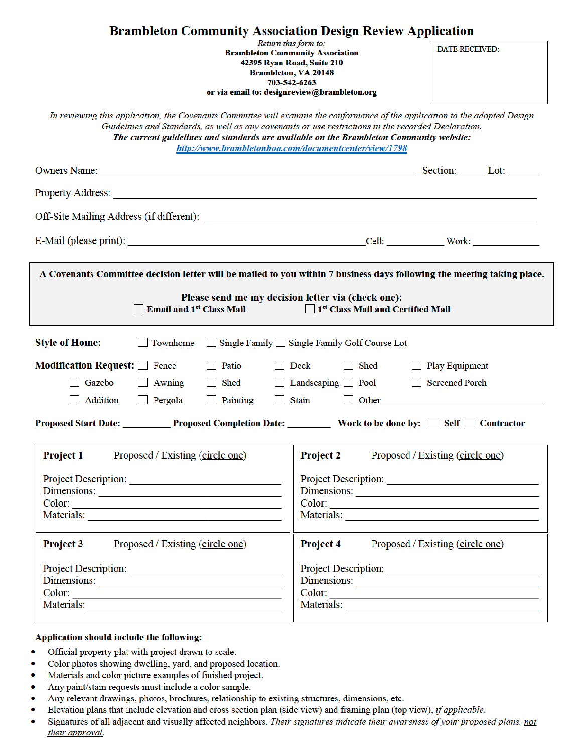# Brambleton Community Association Design Review Application

*Return this form to:*
**Brambleton Community Association**
**42395 Ryan Road, Suite 210**
**Brambleton, VA 20148**
**703-542-6263**
**or via email to: designreview@brambleton.org**

DATE RECEIVED:

*In reviewing this application, the Covenants Committee will examine the conformance of the application to the adopted Design Guidelines and Standards, as well as any covenants or use restrictions in the recorded Declaration.*
***The current guidelines and standards are available on the Brambleton Community website:***
***http://www.brambletonhoa.com/documentcenter/view/1798***

Owners Name: ______________________________ Section: _____ Lot: ______

Property Address: ______________________________

Off-Site Mailing Address (if different): ______________________________

E-Mail (please print): ______________________________ Cell: ____________ Work: ____________

**A Covenants Committee decision letter will be mailed to you within 7 business days following the meeting taking place.**

**Please send me my decision letter via (check one):**
☐ **Email and 1st Class Mail** ☐ **1st Class Mail and Certified Mail**

**Style of Home:** ☐ Townhome ☐ Single Family ☐ Single Family Golf Course Lot

**Modification Request:** ☐ Fence ☐ Patio ☐ Deck ☐ Shed ☐ Play Equipment ☐ Gazebo ☐ Awning ☐ Shed ☐ Landscaping ☐ Pool ☐ Screened Porch ☐ Addition ☐ Pergola ☐ Painting ☐ Stain ☐ Other______________________

**Proposed Start Date:** __________ **Proposed Completion Date:** __________ **Work to be done by:** ☐ **Self** ☐ **Contractor**

**Project 1** Proposed / Existing (circle one)

Project Description: ______________________
Dimensions: ______________________
Color: ______________________
Materials: ______________________

**Project 2** Proposed / Existing (circle one)

Project Description: ______________________
Dimensions: ______________________
Color: ______________________
Materials: ______________________

**Project 3** Proposed / Existing (circle one)

Project Description: ______________________
Dimensions: ______________________
Color: ______________________
Materials: ______________________

**Project 4** Proposed / Existing (circle one)

Project Description: ______________________
Dimensions: ______________________
Color: ______________________
Materials: ______________________

**Application should include the following:**

- Official property plat with project drawn to scale.
- Color photos showing dwelling, yard, and proposed location.
- Materials and color picture examples of finished project.
- Any paint/stain requests must include a color sample.
- Any relevant drawings, photos, brochures, relationship to existing structures, dimensions, etc.
- Elevation plans that include elevation and cross section plan (side view) and framing plan (top view), *if applicable*.
- Signatures of all adjacent and visually affected neighbors. *Their signatures indicate their awareness of your proposed plans, not their approval.*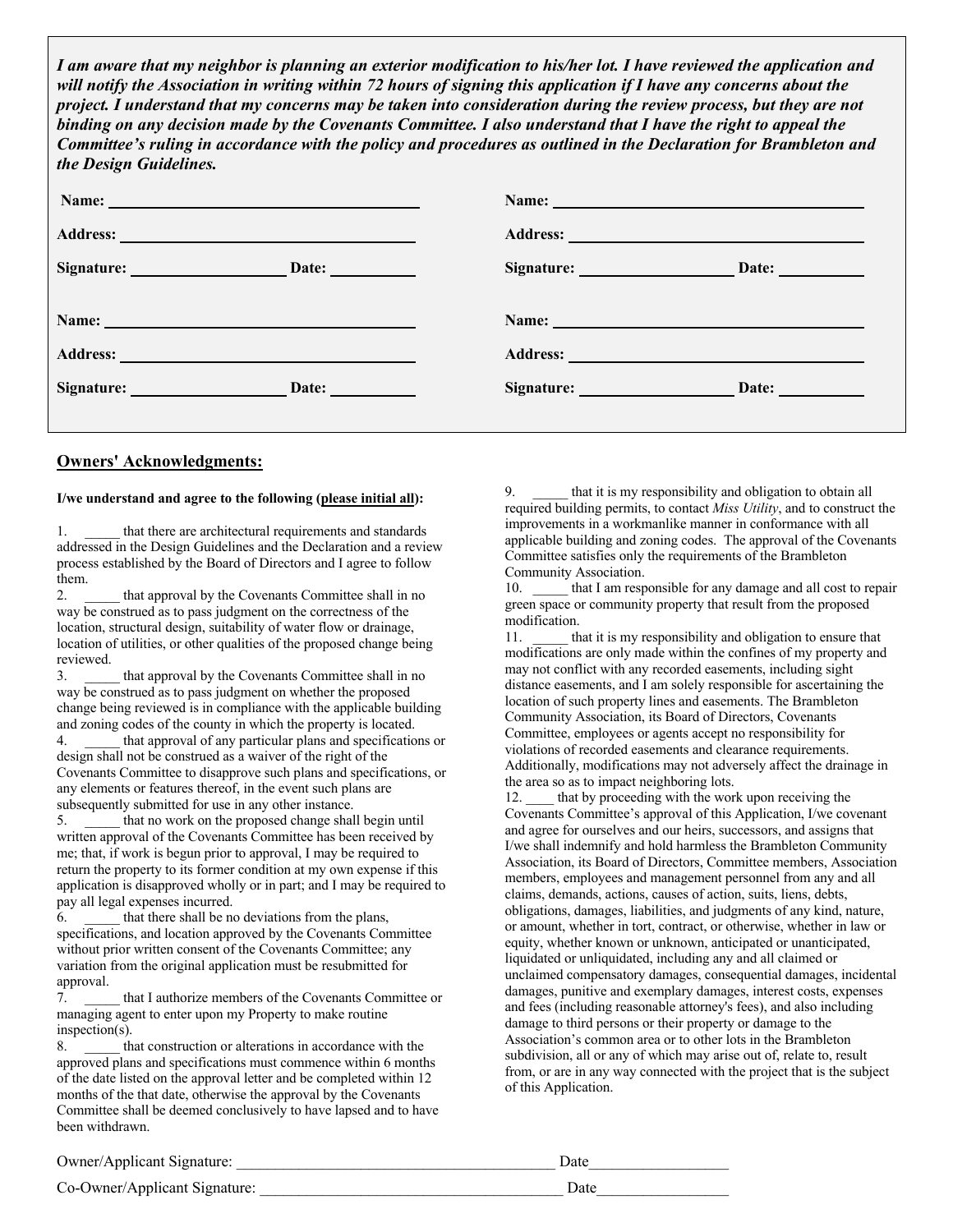***I am aware that my neighbor is planning an exterior modification to his/her lot. I have reviewed the application and will notify the Association in writing within 72 hours of signing this application if I have any concerns about the project. I understand that my concerns may be taken into consideration during the review process, but they are not binding on any decision made by the Covenants Committee. I also understand that I have the right to appeal the Committee's ruling in accordance with the policy and procedures as outlined in the Declaration for Brambleton and the Design Guidelines.***

| | |
|---|---|
| **Name:** ______________________ | **Name:** ______________________ |
| **Address:** ______________________ | **Address:** ______________________ |
| **Signature:** ____________ **Date:** ________ | **Signature:** ____________ **Date:** ________ |
| **Name:** ______________________ | **Name:** ______________________ |
| **Address:** ______________________ | **Address:** ______________________ |
| **Signature:** ____________ **Date:** ________ | **Signature:** ____________ **Date:** ________ |

## Owners' Acknowledgments:

**I/we understand and agree to the following (please initial all):**

1. _____ that there are architectural requirements and standards addressed in the Design Guidelines and the Declaration and a review process established by the Board of Directors and I agree to follow them.
2. _____ that approval by the Covenants Committee shall in no way be construed as to pass judgment on the correctness of the location, structural design, suitability of water flow or drainage, location of utilities, or other qualities of the proposed change being reviewed.
3. _____ that approval by the Covenants Committee shall in no way be construed as to pass judgment on whether the proposed change being reviewed is in compliance with the applicable building and zoning codes of the county in which the property is located.
4. _____ that approval of any particular plans and specifications or design shall not be construed as a waiver of the right of the Covenants Committee to disapprove such plans and specifications, or any elements or features thereof, in the event such plans are subsequently submitted for use in any other instance.
5. _____ that no work on the proposed change shall begin until written approval of the Covenants Committee has been received by me; that, if work is begun prior to approval, I may be required to return the property to its former condition at my own expense if this application is disapproved wholly or in part; and I may be required to pay all legal expenses incurred.
6. _____ that there shall be no deviations from the plans, specifications, and location approved by the Covenants Committee without prior written consent of the Covenants Committee; any variation from the original application must be resubmitted for approval.
7. _____ that I authorize members of the Covenants Committee or managing agent to enter upon my Property to make routine inspection(s).
8. _____ that construction or alterations in accordance with the approved plans and specifications must commence within 6 months of the date listed on the approval letter and be completed within 12 months of the that date, otherwise the approval by the Covenants Committee shall be deemed conclusively to have lapsed and to have been withdrawn.
9. _____ that it is my responsibility and obligation to obtain all required building permits, to contact *Miss Utility*, and to construct the improvements in a workmanlike manner in conformance with all applicable building and zoning codes. The approval of the Covenants Committee satisfies only the requirements of the Brambleton Community Association.
10. _____ that I am responsible for any damage and all cost to repair green space or community property that result from the proposed modification.
11. _____ that it is my responsibility and obligation to ensure that modifications are only made within the confines of my property and may not conflict with any recorded easements, including sight distance easements, and I am solely responsible for ascertaining the location of such property lines and easements. The Brambleton Community Association, its Board of Directors, Covenants Committee, employees or agents accept no responsibility for violations of recorded easements and clearance requirements. Additionally, modifications may not adversely affect the drainage in the area so as to impact neighboring lots.
12. ____ that by proceeding with the work upon receiving the Covenants Committee's approval of this Application, I/we covenant and agree for ourselves and our heirs, successors, and assigns that I/we shall indemnify and hold harmless the Brambleton Community Association, its Board of Directors, Committee members, Association members, employees and management personnel from any and all claims, demands, actions, causes of action, suits, liens, debts, obligations, damages, liabilities, and judgments of any kind, nature, or amount, whether in tort, contract, or otherwise, whether in law or equity, whether known or unknown, anticipated or unanticipated, liquidated or unliquidated, including any and all claimed or unclaimed compensatory damages, consequential damages, incidental damages, punitive and exemplary damages, interest costs, expenses and fees (including reasonable attorney's fees), and also including damage to third persons or their property or damage to the Association's common area or to other lots in the Brambleton subdivision, all or any of which may arise out of, relate to, result from, or are in any way connected with the project that is the subject of this Application.

Owner/Applicant Signature: ________________________________________ Date_________________

Co-Owner/Applicant Signature: ______________________________________ Date________________